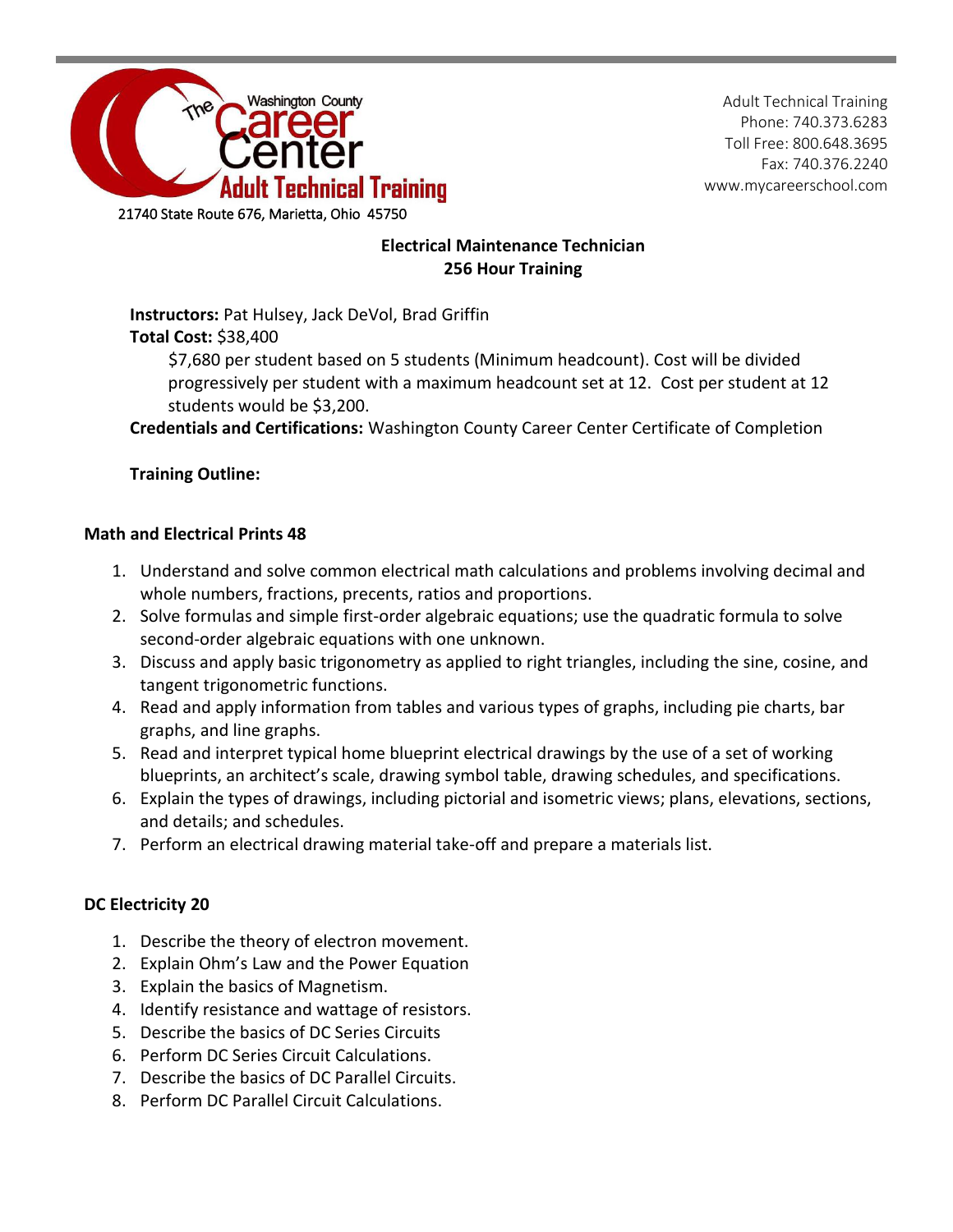The Washington County Career Center Adult Technical Training

21740 State Route 676, Marietta, Ohio 45750

Adult Technical Training
Phone: 740.373.6283
Toll Free: 800.648.3695
Fax: 740.376.2240
www.mycareerschool.com

# Electrical Maintenance Technician
## 256 Hour Training

**Instructors:** Pat Hulsey, Jack DeVol, Brad Griffin

**Total Cost:** $38,400

$7,680 per student based on 5 students (Minimum headcount). Cost will be divided progressively per student with a maximum headcount set at 12. Cost per student at 12 students would be $3,200.

**Credentials and Certifications:** Washington County Career Center Certificate of Completion

**Training Outline:**

### Math and Electrical Prints 48

1. Understand and solve common electrical math calculations and problems involving decimal and whole numbers, fractions, precents, ratios and proportions.
2. Solve formulas and simple first-order algebraic equations; use the quadratic formula to solve second-order algebraic equations with one unknown.
3. Discuss and apply basic trigonometry as applied to right triangles, including the sine, cosine, and tangent trigonometric functions.
4. Read and apply information from tables and various types of graphs, including pie charts, bar graphs, and line graphs.
5. Read and interpret typical home blueprint electrical drawings by the use of a set of working blueprints, an architect's scale, drawing symbol table, drawing schedules, and specifications.
6. Explain the types of drawings, including pictorial and isometric views; plans, elevations, sections, and details; and schedules.
7. Perform an electrical drawing material take-off and prepare a materials list.

### DC Electricity 20

1. Describe the theory of electron movement.
2. Explain Ohm's Law and the Power Equation
3. Explain the basics of Magnetism.
4. Identify resistance and wattage of resistors.
5. Describe the basics of DC Series Circuits
6. Perform DC Series Circuit Calculations.
7. Describe the basics of DC Parallel Circuits.
8. Perform DC Parallel Circuit Calculations.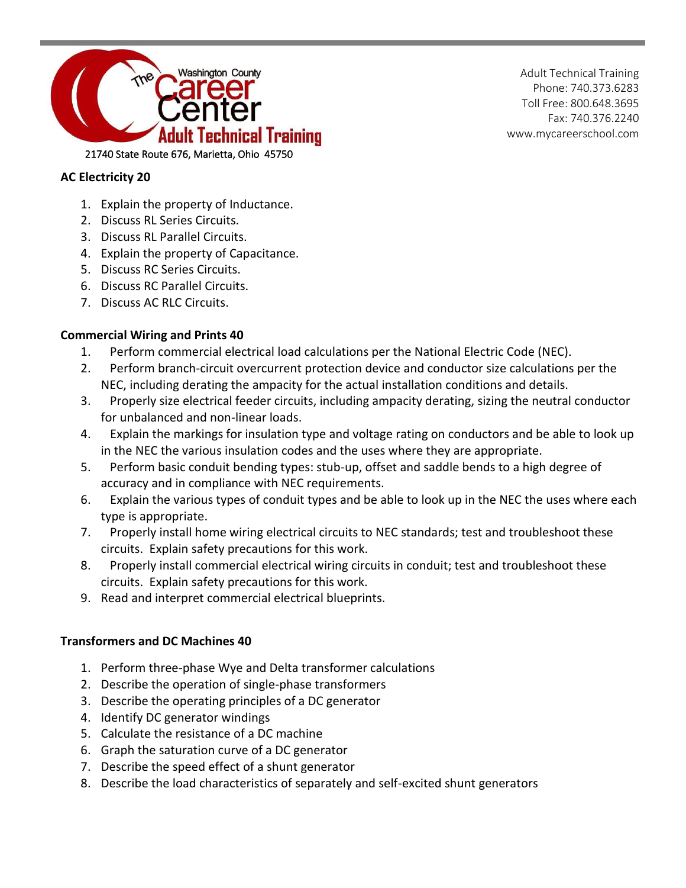Washington County

The Career Center

Adult Technical Training

21740 State Route 676, Marietta, Ohio 45750

Adult Technical Training
Phone: 740.373.6283
Toll Free: 800.648.3695
Fax: 740.376.2240
www.mycareerschool.com

**AC Electricity 20**

1. Explain the property of Inductance.
2. Discuss RL Series Circuits.
3. Discuss RL Parallel Circuits.
4. Explain the property of Capacitance.
5. Discuss RC Series Circuits.
6. Discuss RC Parallel Circuits.
7. Discuss AC RLC Circuits.

**Commercial Wiring and Prints 40**

1. Perform commercial electrical load calculations per the National Electric Code (NEC).
2. Perform branch-circuit overcurrent protection device and conductor size calculations per the NEC, including derating the ampacity for the actual installation conditions and details.
3. Properly size electrical feeder circuits, including ampacity derating, sizing the neutral conductor for unbalanced and non-linear loads.
4. Explain the markings for insulation type and voltage rating on conductors and be able to look up in the NEC the various insulation codes and the uses where they are appropriate.
5. Perform basic conduit bending types: stub-up, offset and saddle bends to a high degree of accuracy and in compliance with NEC requirements.
6. Explain the various types of conduit types and be able to look up in the NEC the uses where each type is appropriate.
7. Properly install home wiring electrical circuits to NEC standards; test and troubleshoot these circuits. Explain safety precautions for this work.
8. Properly install commercial electrical wiring circuits in conduit; test and troubleshoot these circuits. Explain safety precautions for this work.
9. Read and interpret commercial electrical blueprints.

**Transformers and DC Machines 40**

1. Perform three-phase Wye and Delta transformer calculations
2. Describe the operation of single-phase transformers
3. Describe the operating principles of a DC generator
4. Identify DC generator windings
5. Calculate the resistance of a DC machine
6. Graph the saturation curve of a DC generator
7. Describe the speed effect of a shunt generator
8. Describe the load characteristics of separately and self-excited shunt generators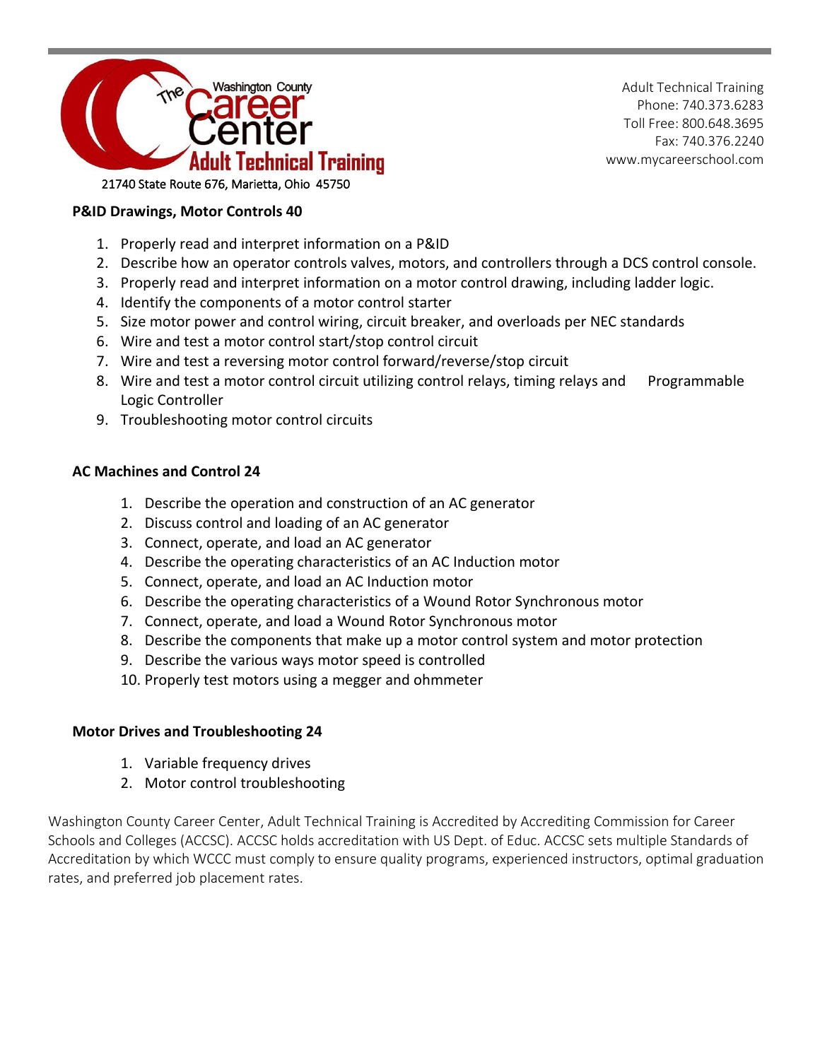### P&ID Drawings, Motor Controls 40

1. Properly read and interpret information on a P&ID
2. Describe how an operator controls valves, motors, and controllers through a DCS control console.
3. Properly read and interpret information on a motor control drawing, including ladder logic.
4. Identify the components of a motor control starter
5. Size motor power and control wiring, circuit breaker, and overloads per NEC standards
6. Wire and test a motor control start/stop control circuit
7. Wire and test a reversing motor control forward/reverse/stop circuit
8. Wire and test a motor control circuit utilizing control relays, timing relays and Programmable Logic Controller
9. Troubleshooting motor control circuits

### AC Machines and Control 24

1. Describe the operation and construction of an AC generator
2. Discuss control and loading of an AC generator
3. Connect, operate, and load an AC generator
4. Describe the operating characteristics of an AC Induction motor
5. Connect, operate, and load an AC Induction motor
6. Describe the operating characteristics of a Wound Rotor Synchronous motor
7. Connect, operate, and load a Wound Rotor Synchronous motor
8. Describe the components that make up a motor control system and motor protection
9. Describe the various ways motor speed is controlled
10. Properly test motors using a megger and ohmmeter

### Motor Drives and Troubleshooting 24

1. Variable frequency drives
2. Motor control troubleshooting

Washington County Career Center, Adult Technical Training is Accredited by Accrediting Commission for Career Schools and Colleges (ACCSC). ACCSC holds accreditation with US Dept. of Educ. ACCSC sets multiple Standards of Accreditation by which WCCC must comply to ensure quality programs, experienced instructors, optimal graduation rates, and preferred job placement rates.